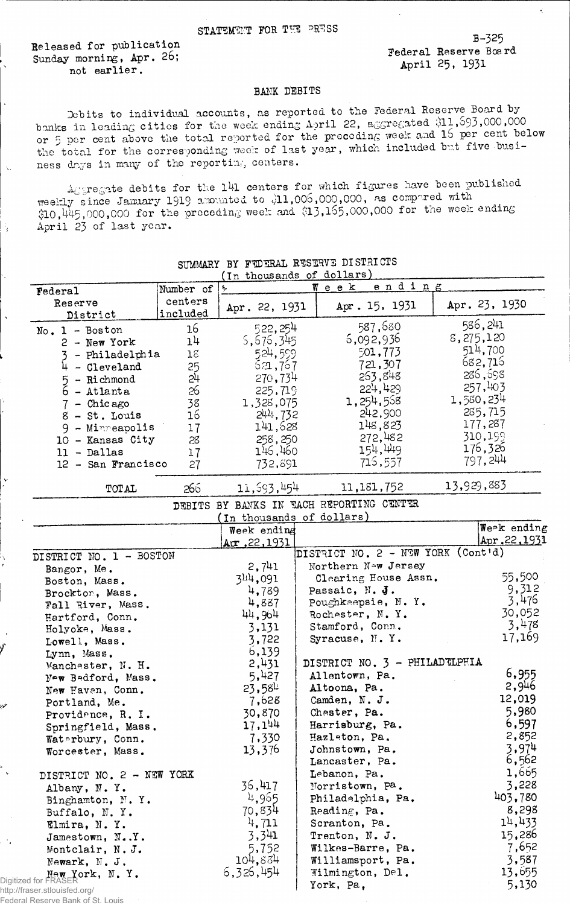STATEMENT FOR THE PRESS

Released for publication Sunday morning, Apr. 26; not earlier.

B-325
Federal Reserve Board
April 25, 1931

## BANK DEBITS

Debits to individual accounts, as reported to the Federal Reserve Board by banks in leading cities for the week ending April 22, aggregated $11,693,000,000 or 5 per cent above the total reported for the preceding week and 16 per cent below the total for the corresponding week of last year, which included but five business days in many of the reporting centers.

Aggregate debits for the 141 centers for which figures have been published weekly since January 1919 amounted to $11,006,000,000, as compared with $10,445,000,000 for the preceding week and $13,165,000,000 for the week ending April 23 of last year.

### SUMMARY BY FEDERAL RESERVE DISTRICTS
(In thousands of dollars)

| Federal Reserve District | Number of centers included | Week ending Apr. 22, 1931 | Apr. 15, 1931 | Apr. 23, 1930 |
|---|---|---|---|---|
| No. 1 - Boston | 16 | 522,254 | 587,680 | 586,241 |
| 2 - New York | 14 | 6,676,345 | 6,092,936 | 8,275,120 |
| 3 - Philadelphia | 18 | 524,599 | 501,773 | 514,700 |
| 4 - Cleveland | 25 | 621,767 | 721,307 | 682,716 |
| 5 - Richmond | 24 | 270,734 | 263,848 | 286,698 |
| 6 - Atlanta | 26 | 225,719 | 224,429 | 257,403 |
| 7 - Chicago | 38 | 1,328,075 | 1,254,568 | 1,580,234 |
| 8 - St. Louis | 16 | 244,732 | 242,900 | 285,715 |
| 9 - Minneapolis | 17 | 141,628 | 148,823 | 177,287 |
| 10 - Kansas City | 28 | 258,250 | 272,482 | 310,199 |
| 11 - Dallas | 17 | 146,460 | 154,449 | 176,326 |
| 12 - San Francisco | 27 | 732,891 | 716,557 | 797,244 |
| TOTAL | 266 | 11,693,454 | 11,181,752 | 13,929,883 |

### DEBITS BY BANKS IN EACH REPORTING CENTER
(In thousands of dollars)

| | Week ending Apr. 22, 1931 |
|---|---|
| **DISTRICT NO. 1 - BOSTON** | |
| Bangor, Me. | 2,741 |
| Boston, Mass. | 344,091 |
| Brockton, Mass. | 4,789 |
| Fall River, Mass. | 4,887 |
| Hartford, Conn. | 44,964 |
| Holyoke, Mass. | 3,131 |
| Lowell, Mass. | 3,722 |
| Lynn, Mass. | 6,139 |
| Manchester, N. H. | 2,431 |
| New Bedford, Mass. | 5,427 |
| New Haven, Conn. | 23,584 |
| Portland, Me. | 7,628 |
| Providence, R. I. | 30,870 |
| Springfield, Mass. | 17,144 |
| Waterbury, Conn. | 7,330 |
| Worcester, Mass. | 13,376 |
| **DISTRICT NO. 2 - NEW YORK** | |
| Albany, N. Y. | 36,417 |
| Binghamton, N. Y. | 4,965 |
| Buffalo, N. Y. | 70,834 |
| Elmira, N. Y. | 4,711 |
| Jamestown, N. Y. | 3,341 |
| Montclair, N. J. | 5,752 |
| Newark, N. J. | 104,884 |
| New York, N. Y. | 6,326,454 |
| **DISTRICT NO. 2 - NEW YORK (Cont'd)** | |
| Northern New Jersey Clearing House Assn. | 55,500 |
| Passaic, N. J. | 9,312 |
| Poughkeepsie, N. Y. | 3,476 |
| Rochester, N. Y. | 30,052 |
| Stamford, Conn. | 3,478 |
| Syracuse, N. Y. | 17,169 |
| **DISTRICT NO. 3 - PHILADELPHIA** | |
| Allentown, Pa. | 6,955 |
| Altoona, Pa. | 2,946 |
| Camden, N. J. | 12,019 |
| Chester, Pa. | 5,980 |
| Harrisburg, Pa. | 6,597 |
| Hazleton, Pa. | 2,852 |
| Johnstown, Pa. | 3,974 |
| Lancaster, Pa. | 6,562 |
| Lebanon, Pa. | 1,665 |
| Norristown, Pa. | 3,228 |
| Philadelphia, Pa. | 403,780 |
| Reading, Pa. | 8,298 |
| Scranton, Pa. | 14,433 |
| Trenton, N. J. | 15,286 |
| Wilkes-Barre, Pa. | 7,652 |
| Williamsport, Pa. | 3,587 |
| Wilmington, Del. | 13,655 |
| York, Pa. | 5,130 |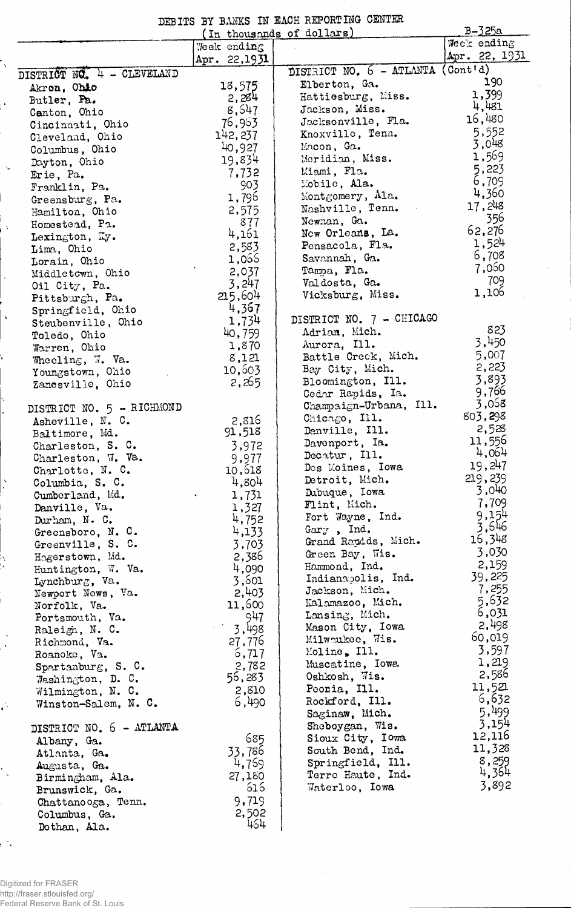DEBITS BY BANKS IN EACH REPORTING CENTER

(In thousands of dollars)

B-325a

| | Week ending Apr. 22, 1931 |
|---|---|
| **DISTRICT NO. 4 - CLEVELAND** | |
| Akron, Ohio | 18,575 |
| Butler, Pa. | 2,284 |
| Canton, Ohio | 8,647 |
| Cincinnati, Ohio | 76,963 |
| Cleveland, Ohio | 142,237 |
| Columbus, Ohio | 40,927 |
| Dayton, Ohio | 19,834 |
| Erie, Pa. | 7,732 |
| Franklin, Pa. | 903 |
| Greensburg, Pa. | 1,796 |
| Hamilton, Ohio | 2,575 |
| Homestead, Pa. | 877 |
| Lexington, Ky. | 4,161 |
| Lima, Ohio | 2,583 |
| Lorain, Ohio | 1,066 |
| Middletown, Ohio | 2,037 |
| Oil City, Pa. | 3,247 |
| Pittsburgh, Pa. | 215,604 |
| Springfield, Ohio | 4,367 |
| Steubenville, Ohio | 1,734 |
| Toledo, Ohio | 40,759 |
| Warren, Ohio | 1,870 |
| Wheeling, W. Va. | 8,121 |
| Youngstown, Ohio | 10,603 |
| Zanesville, Ohio | 2,265 |
| **DISTRICT NO. 5 - RICHMOND** | |
| Asheville, N. C. | 2,816 |
| Baltimore, Md. | 91,518 |
| Charleston, S. C. | 3,972 |
| Charleston, W. Va. | 9,977 |
| Charlotte, N. C. | 10,618 |
| Columbia, S. C. | 4,804 |
| Cumberland, Md. | 1,731 |
| Danville, Va. | 1,327 |
| Durham, N. C. | 4,752 |
| Greensboro, N. C. | 4,133 |
| Greenville, S. C. | 3,703 |
| Hagerstown, Md. | 2,386 |
| Huntington, W. Va. | 4,090 |
| Lynchburg, Va. | 3,601 |
| Newport News, Va. | 2,403 |
| Norfolk, Va. | 11,600 |
| Portsmouth, Va. | 947 |
| Raleigh, N. C. | 3,498 |
| Richmond, Va. | 27,776 |
| Roanoke, Va. | 6,717 |
| Spartanburg, S. C. | 2,782 |
| Washington, D. C. | 56,283 |
| Wilmington, N. C. | 2,810 |
| Winston-Salem, N. C. | 6,490 |
| **DISTRICT NO. 6 - ATLANTA** | |
| Albany, Ga. | 685 |
| Atlanta, Ga. | 33,786 |
| Augusta, Ga. | 4,769 |
| Birmingham, Ala. | 27,180 |
| Brunswick, Ga. | 616 |
| Chattanooga, Tenn. | 9,719 |
| Columbus, Ga. | 2,502 |
| Dothan, Ala. | 464 |

| | Week ending Apr. 22, 1931 |
|---|---|
| **DISTRICT NO. 6 - ATLANTA (Cont'd)** | |
| Elberton, Ga. | 190 |
| Hattiesburg, Miss. | 1,399 |
| Jackson, Miss. | 4,481 |
| Jacksonville, Fla. | 16,480 |
| Knoxville, Tenn. | 5,552 |
| Macon, Ga. | 3,048 |
| Meridian, Miss. | 1,569 |
| Miami, Fla. | 5,223 |
| Mobile, Ala. | 6,709 |
| Montgomery, Ala. | 4,360 |
| Nashville, Tenn. | 17,248 |
| Newnan, Ga. | 356 |
| New Orleans, La. | 62,276 |
| Pensacola, Fla. | 1,524 |
| Savannah, Ga. | 6,708 |
| Tampa, Fla. | 7,060 |
| Valdosta, Ga. | 709 |
| Vicksburg, Miss. | 1,106 |
| **DISTRICT NO. 7 - CHICAGO** | |
| Adrian, Mich. | 823 |
| Aurora, Ill. | 3,450 |
| Battle Creek, Mich. | 5,007 |
| Bay City, Mich. | 2,223 |
| Bloomington, Ill. | 3,893 |
| Cedar Rapids, Ia. | 9,766 |
| Champaign-Urbana, Ill. | 3,068 |
| Chicago, Ill. | 803,298 |
| Danville, Ill. | 2,528 |
| Davenport, Ia. | 11,556 |
| Decatur, Ill. | 4,064 |
| Des Moines, Iowa | 19,247 |
| Detroit, Mich. | 219,239 |
| Dubuque, Iowa | 3,040 |
| Flint, Mich. | 7,709 |
| Fort Wayne, Ind. | 9,154 |
| Gary, Ind. | 3,646 |
| Grand Rapids, Mich. | 16,348 |
| Green Bay, Wis. | 3,030 |
| Hammond, Ind. | 2,159 |
| Indianapolis, Ind. | 39,225 |
| Jackson, Mich. | 7,255 |
| Kalamazoo, Mich. | 5,632 |
| Lansing, Mich. | 6,031 |
| Mason City, Iowa | 2,498 |
| Milwaukee, Wis. | 60,019 |
| Moline, Ill. | 3,597 |
| Muscatine, Iowa | 1,219 |
| Oshkosh, Wis. | 2,586 |
| Peoria, Ill. | 11,521 |
| Rockford, Ill. | 6,632 |
| Saginaw, Mich. | 5,499 |
| Sheboygan, Wis. | 3,154 |
| Sioux City, Iowa | 12,116 |
| South Bend, Ind. | 11,328 |
| Springfield, Ill. | 8,259 |
| Terre Haute, Ind. | 4,364 |
| Waterloo, Iowa | 3,892 |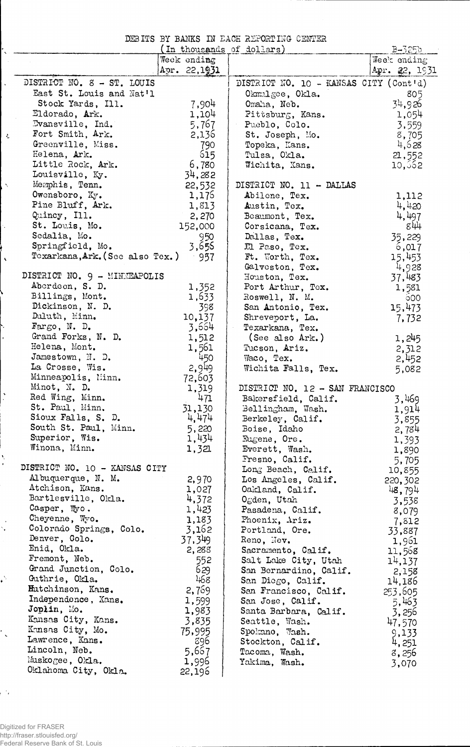DEBITS BY BANKS IN EACH REPORTING CENTER

(In thousands of dollars)

B-325b

| | Week ending Apr. 22, 1931 |
|---|---|
| **DISTRICT NO. 8 - ST. LOUIS** | |
| East St. Louis and Nat'l Stock Yards, Ill. | 7,904 |
| Eldorado, Ark. | 1,104 |
| Evansville, Ind. | 5,767 |
| Fort Smith, Ark. | 2,136 |
| Greenville, Miss. | 790 |
| Helena, Ark. | 615 |
| Little Rock, Ark. | 6,780 |
| Louisville, Ky. | 34,282 |
| Memphis, Tenn. | 22,532 |
| Owensboro, Ky. | 1,176 |
| Pine Bluff, Ark. | 1,813 |
| Quincy, Ill. | 2,270 |
| St. Louis, Mo. | 152,000 |
| Sedalia, Mo. | 950 |
| Springfield, Mo. | 3,656 |
| Texarkana, Ark. (See also Tex.) | 957 |
| **DISTRICT NO. 9 - MINNEAPOLIS** | |
| Aberdeen, S. D. | 1,352 |
| Billings, Mont. | 1,633 |
| Dickinson, N. D. | 398 |
| Duluth, Minn. | 10,137 |
| Fargo, N. D. | 3,664 |
| Grand Forks, N. D. | 1,512 |
| Helena, Mont. | 1,561 |
| Jamestown, N. D. | 450 |
| La Crosse, Wis. | 2,949 |
| Minneapolis, Minn. | 72,603 |
| Minot, N. D. | 1,319 |
| Red Wing, Minn. | 471 |
| St. Paul, Minn. | 31,130 |
| Sioux Falls, S. D. | 4,474 |
| South St. Paul, Minn. | 5,220 |
| Superior, Wis. | 1,434 |
| Winona, Minn. | 1,321 |
| **DISTRICT NO. 10 - KANSAS CITY** | |
| Albuquerque, N. M. | 2,970 |
| Atchison, Kans. | 1,027 |
| Bartlesville, Okla. | 4,372 |
| Casper, Wyo. | 1,423 |
| Cheyenne, Wyo. | 1,183 |
| Colorado Springs, Colo. | 3,162 |
| Denver, Colo. | 37,349 |
| Enid, Okla. | 2,288 |
| Fremont, Neb. | 552 |
| Grand Junction, Colo. | 629 |
| Guthrie, Okla. | 468 |
| Hutchinson, Kans. | 2,769 |
| Independence, Kans. | 1,599 |
| Joplin, Mo. | 1,983 |
| Kansas City, Kans. | 3,835 |
| Kansas City, Mo. | 75,995 |
| Lawrence, Kans. | 896 |
| Lincoln, Neb. | 5,667 |
| Muskogee, Okla. | 1,996 |
| Oklahoma City, Okla. | 22,196 |

| | Week ending Apr. 22, 1931 |
|---|---|
| **DISTRICT NO. 10 - KANSAS CITY (Cont'd)** | |
| Okmulgee, Okla. | 805 |
| Omaha, Neb. | 34,926 |
| Pittsburg, Kans. | 1,054 |
| Pueblo, Colo. | 3,559 |
| St. Joseph, Mo. | 8,705 |
| Topeka, Kans. | 4,628 |
| Tulsa, Okla. | 21,552 |
| Wichita, Kans. | 10,562 |
| **DISTRICT NO. 11 - DALLAS** | |
| Abilene, Tex. | 1,112 |
| Austin, Tex. | 4,420 |
| Beaumont, Tex. | 4,497 |
| Corsicana, Tex. | 844 |
| Dallas, Tex. | 35,229 |
| El Paso, Tex. | 6,017 |
| Ft. Worth, Tex. | 15,453 |
| Galveston, Tex. | 4,928 |
| Houston, Tex. | 37,483 |
| Port Arthur, Tex. | 1,581 |
| Roswell, N. M. | 600 |
| San Antonio, Tex. | 15,473 |
| Shreveport, La. | 7,732 |
| Texarkana, Tex. (See also Ark.) | 1,245 |
| Tucson, Ariz. | 2,312 |
| Waco, Tex. | 2,452 |
| Wichita Falls, Tex. | 5,082 |
| **DISTRICT NO. 12 - SAN FRANCISCO** | |
| Bakersfield, Calif. | 3,469 |
| Bellingham, Wash. | 1,914 |
| Berkeley, Calif. | 3,855 |
| Boise, Idaho | 2,784 |
| Eugene, Ore. | 1,393 |
| Everett, Wash. | 1,890 |
| Fresno, Calif. | 5,705 |
| Long Beach, Calif. | 10,855 |
| Los Angeles, Calif. | 220,302 |
| Oakland, Calif. | 48,794 |
| Ogden, Utah | 3,538 |
| Pasadena, Calif. | 8,079 |
| Phoenix, Ariz. | 7,812 |
| Portland, Ore. | 33,887 |
| Reno, Nev. | 1,961 |
| Sacramento, Calif. | 11,568 |
| Salt Lake City, Utah | 14,137 |
| San Bernardino, Calif. | 2,158 |
| San Diego, Calif. | 14,186 |
| San Francisco, Calif. | 253,605 |
| San Jose, Calif. | 5,463 |
| Santa Barbara, Calif. | 3,256 |
| Seattle, Wash. | 47,570 |
| Spokane, Wash. | 9,133 |
| Stockton, Calif. | 4,251 |
| Tacoma, Wash. | 8,256 |
| Yakima, Wash. | 3,070 |